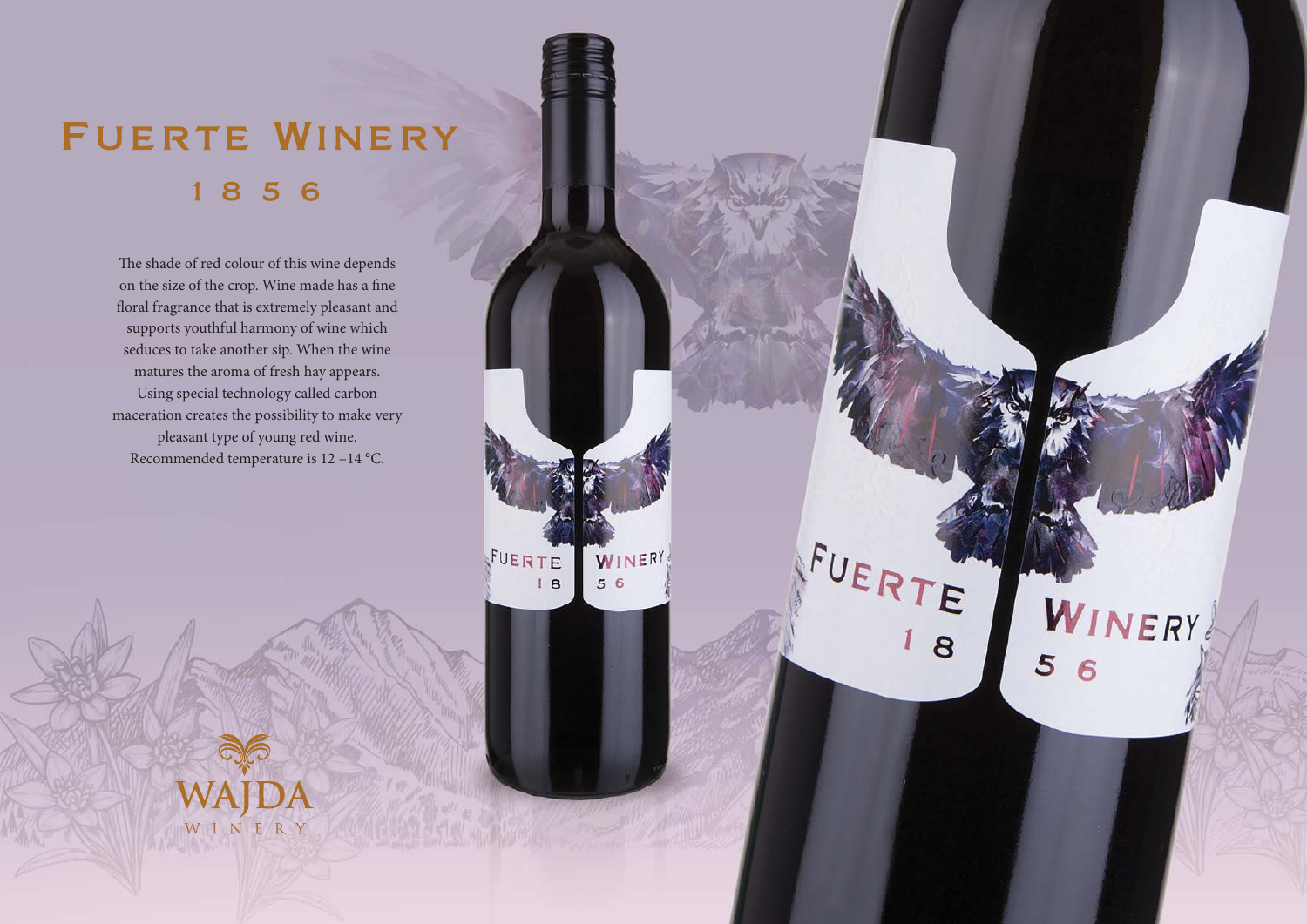# Fuerte Winery

## 1 8 5 6

The shade of red colour of this wine depends on the size of the crop. Wine made has a fine floral fragrance that is extremely pleasant and supports youthful harmony of wine which seduces to take another sip. When the wine matures the aroma of fresh hay appears. Using special technology called carbon maceration creates the possibility to make very pleasant type of young red wine. Recommended temperature is 12 –14 °C.

WAJDA
WINERY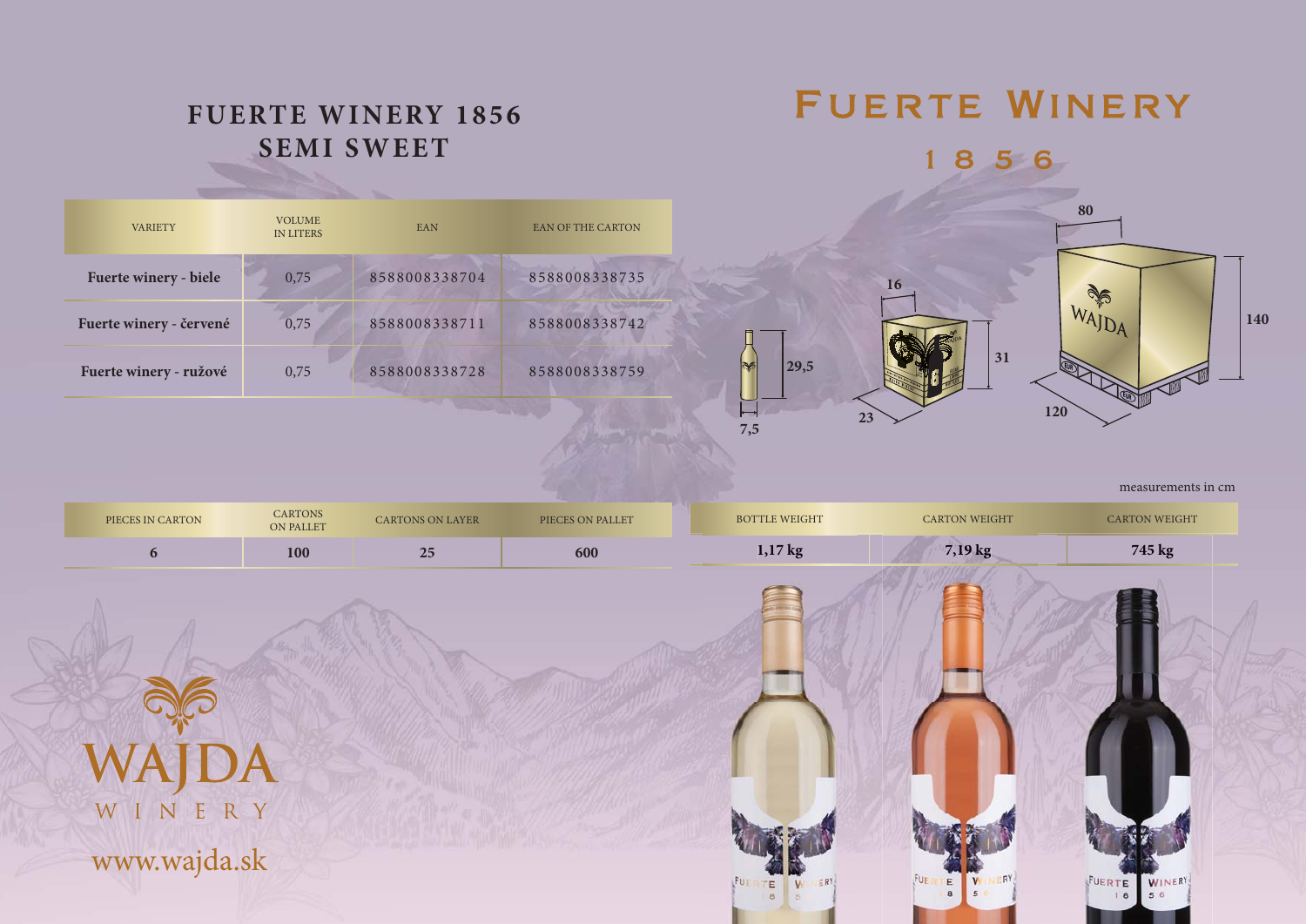# FUERTE WINERY 1856 SEMI SWEET

# Fuerte Winery

1 8 5 6

| VARIETY | VOLUME IN LITERS | EAN | EAN OF THE CARTON |
|---|---|---|---|
| **Fuerte winery - biele** | 0,75 | 8588008338704 | 8588008338735 |
| **Fuerte winery - červené** | 0,75 | 8588008338711 | 8588008338742 |
| **Fuerte winery - ružové** | 0,75 | 8588008338728 | 8588008338759 |

80

16

140

29,5

31

7,5

23

120

measurements in cm

| PIECES IN CARTON | CARTONS ON PALLET | CARTONS ON LAYER | PIECES ON PALLET |
|---|---|---|---|
| **6** | **100** | **25** | **600** |

| BOTTLE WEIGHT | CARTON WEIGHT | CARTON WEIGHT |
|---|---|---|
| **1,17 kg** | **7,19 kg** | **745 kg** |

WAJDA WINERY

www.wajda.sk